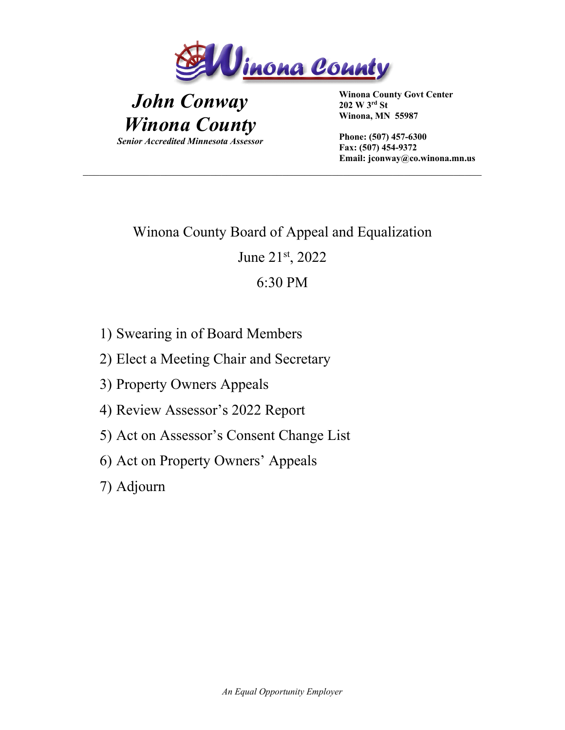Winona County

# John Conway
# Winona County

*Senior Accredited Minnesota Assessor*

**Winona County Govt Center**
**202 W 3rd St**
**Winona, MN 55987**

**Phone: (507) 457-6300**
**Fax: (507) 454-9372**
**Email: jconway@co.winona.mn.us**

---

## Winona County Board of Appeal and Equalization

June 21st, 2022

6:30 PM

1) Swearing in of Board Members
2) Elect a Meeting Chair and Secretary
3) Property Owners Appeals
4) Review Assessor's 2022 Report
5) Act on Assessor's Consent Change List
6) Act on Property Owners' Appeals
7) Adjourn

*An Equal Opportunity Employer*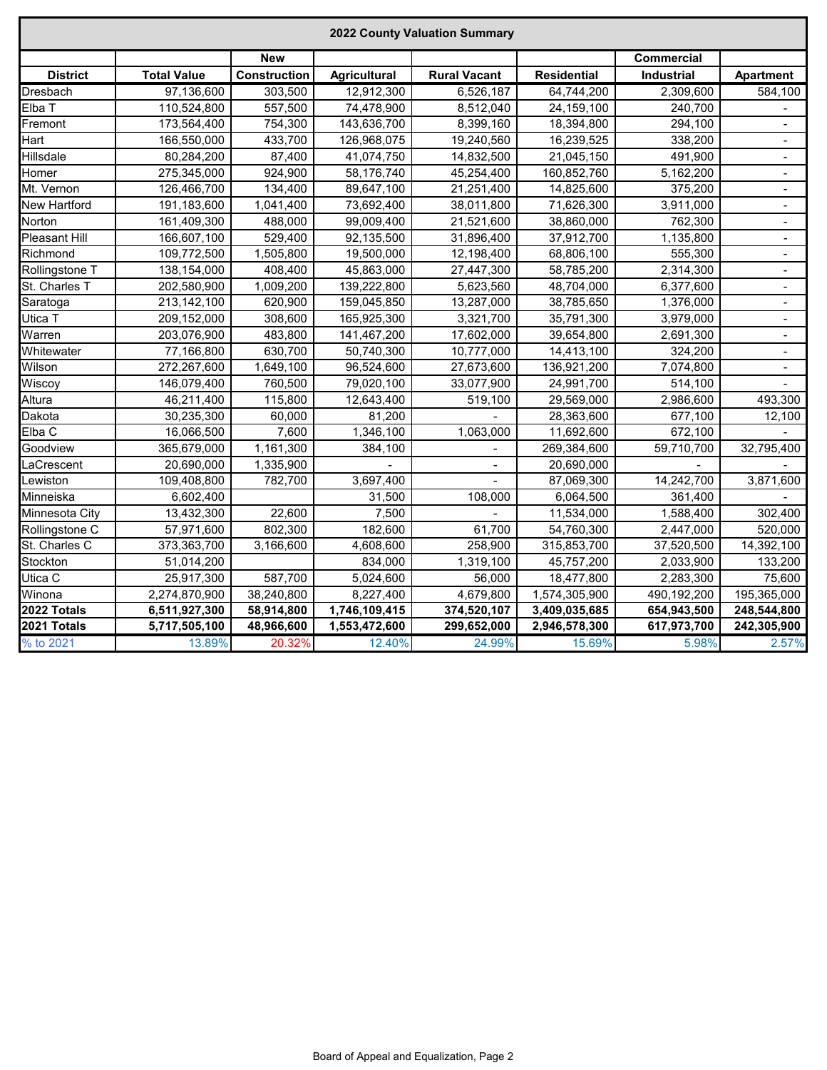| 2022 County Valuation Summary | | | | | | | |
|---|---|---|---|---|---|---|---|
| | | New | | | | Commercial | |
| District | Total Value | Construction | Agricultural | Rural Vacant | Residential | Industrial | Apartment |
| Dresbach | 97,136,600 | 303,500 | 12,912,300 | 6,526,187 | 64,744,200 | 2,309,600 | 584,100 |
| Elba T | 110,524,800 | 557,500 | 74,478,900 | 8,512,040 | 24,159,100 | 240,700 | - |
| Fremont | 173,564,400 | 754,300 | 143,636,700 | 8,399,160 | 18,394,800 | 294,100 | - |
| Hart | 166,550,000 | 433,700 | 126,968,075 | 19,240,560 | 16,239,525 | 338,200 | - |
| Hillsdale | 80,284,200 | 87,400 | 41,074,750 | 14,832,500 | 21,045,150 | 491,900 | - |
| Homer | 275,345,000 | 924,900 | 58,176,740 | 45,254,400 | 160,852,760 | 5,162,200 | - |
| Mt. Vernon | 126,466,700 | 134,400 | 89,647,100 | 21,251,400 | 14,825,600 | 375,200 | - |
| New Hartford | 191,183,600 | 1,041,400 | 73,692,400 | 38,011,800 | 71,626,300 | 3,911,000 | - |
| Norton | 161,409,300 | 488,000 | 99,009,400 | 21,521,600 | 38,860,000 | 762,300 | - |
| Pleasant Hill | 166,607,100 | 529,400 | 92,135,500 | 31,896,400 | 37,912,700 | 1,135,800 | - |
| Richmond | 109,772,500 | 1,505,800 | 19,500,000 | 12,198,400 | 68,806,100 | 555,300 | - |
| Rollingstone T | 138,154,000 | 408,400 | 45,863,000 | 27,447,300 | 58,785,200 | 2,314,300 | - |
| St. Charles T | 202,580,900 | 1,009,200 | 139,222,800 | 5,623,560 | 48,704,000 | 6,377,600 | - |
| Saratoga | 213,142,100 | 620,900 | 159,045,850 | 13,287,000 | 38,785,650 | 1,376,000 | - |
| Utica T | 209,152,000 | 308,600 | 165,925,300 | 3,321,700 | 35,791,300 | 3,979,000 | - |
| Warren | 203,076,900 | 483,800 | 141,467,200 | 17,602,000 | 39,654,800 | 2,691,300 | - |
| Whitewater | 77,166,800 | 630,700 | 50,740,300 | 10,777,000 | 14,413,100 | 324,200 | - |
| Wilson | 272,267,600 | 1,649,100 | 96,524,600 | 27,673,600 | 136,921,200 | 7,074,800 | - |
| Wiscoy | 146,079,400 | 760,500 | 79,020,100 | 33,077,900 | 24,991,700 | 514,100 | - |
| Altura | 46,211,400 | 115,800 | 12,643,400 | 519,100 | 29,569,000 | 2,986,600 | 493,300 |
| Dakota | 30,235,300 | 60,000 | 81,200 | - | 28,363,600 | 677,100 | 12,100 |
| Elba C | 16,066,500 | 7,600 | 1,346,100 | 1,063,000 | 11,692,600 | 672,100 | - |
| Goodview | 365,679,000 | 1,161,300 | 384,100 | - | 269,384,600 | 59,710,700 | 32,795,400 |
| LaCrescent | 20,690,000 | 1,335,900 | - | - | 20,690,000 | - | - |
| Lewiston | 109,408,800 | 782,700 | 3,697,400 | - | 87,069,300 | 14,242,700 | 3,871,600 |
| Minneiska | 6,602,400 | | 31,500 | 108,000 | 6,064,500 | 361,400 | - |
| Minnesota City | 13,432,300 | 22,600 | 7,500 | - | 11,534,000 | 1,588,400 | 302,400 |
| Rollingstone C | 57,971,600 | 802,300 | 182,600 | 61,700 | 54,760,300 | 2,447,000 | 520,000 |
| St. Charles C | 373,363,700 | 3,166,600 | 4,608,600 | 258,900 | 315,853,700 | 37,520,500 | 14,392,100 |
| Stockton | 51,014,200 | | 834,000 | 1,319,100 | 45,757,200 | 2,033,900 | 133,200 |
| Utica C | 25,917,300 | 587,700 | 5,024,600 | 56,000 | 18,477,800 | 2,283,300 | 75,600 |
| Winona | 2,274,870,900 | 38,240,800 | 8,227,400 | 4,679,800 | 1,574,305,900 | 490,192,200 | 195,365,000 |
| **2022 Totals** | **6,511,927,300** | **58,914,800** | **1,746,109,415** | **374,520,107** | **3,409,035,685** | **654,943,500** | **248,544,800** |
| **2021 Totals** | **5,717,505,100** | **48,966,600** | **1,553,472,600** | **299,652,000** | **2,946,578,300** | **617,973,700** | **242,305,900** |
| % to 2021 | 13.89% | 20.32% | 12.40% | 24.99% | 15.69% | 5.98% | 2.57% |

Board of Appeal and Equalization, Page 2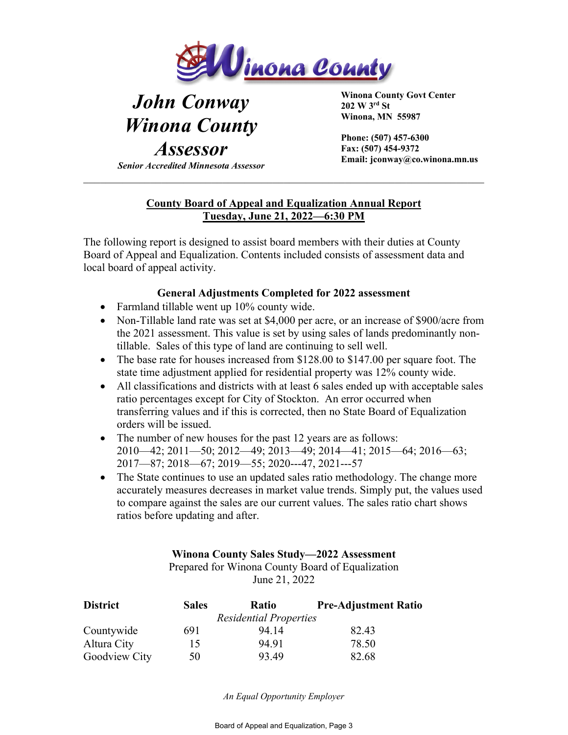Winona County

# John Conway
# Winona County
# Assessor

*Senior Accredited Minnesota Assessor*

**Winona County Govt Center**
**202 W 3rd St**
**Winona, MN 55987**

**Phone: (507) 457-6300**
**Fax: (507) 454-9372**
**Email: jconway@co.winona.mn.us**

---

## County Board of Appeal and Equalization Annual Report
## Tuesday, June 21, 2022—6:30 PM

The following report is designed to assist board members with their duties at County Board of Appeal and Equalization. Contents included consists of assessment data and local board of appeal activity.

### General Adjustments Completed for 2022 assessment

- Farmland tillable went up 10% county wide.
- Non-Tillable land rate was set at $4,000 per acre, or an increase of $900/acre from the 2021 assessment. This value is set by using sales of lands predominantly non-tillable. Sales of this type of land are continuing to sell well.
- The base rate for houses increased from $128.00 to $147.00 per square foot. The state time adjustment applied for residential property was 12% county wide.
- All classifications and districts with at least 6 sales ended up with acceptable sales ratio percentages except for City of Stockton. An error occurred when transferring values and if this is corrected, then no State Board of Equalization orders will be issued.
- The number of new houses for the past 12 years are as follows: 2010—42; 2011—50; 2012—49; 2013—49; 2014—41; 2015—64; 2016—63; 2017—87; 2018—67; 2019—55; 2020---47, 2021---57
- The State continues to use an updated sales ratio methodology. The change more accurately measures decreases in market value trends. Simply put, the values used to compare against the sales are our current values. The sales ratio chart shows ratios before updating and after.

### Winona County Sales Study—2022 Assessment

Prepared for Winona County Board of Equalization
June 21, 2022

| District | Sales | Ratio | Pre-Adjustment Ratio |
|---|---|---|---|
| | | *Residential Properties* | |
| Countywide | 691 | 94.14 | 82.43 |
| Altura City | 15 | 94.91 | 78.50 |
| Goodview City | 50 | 93.49 | 82.68 |

*An Equal Opportunity Employer*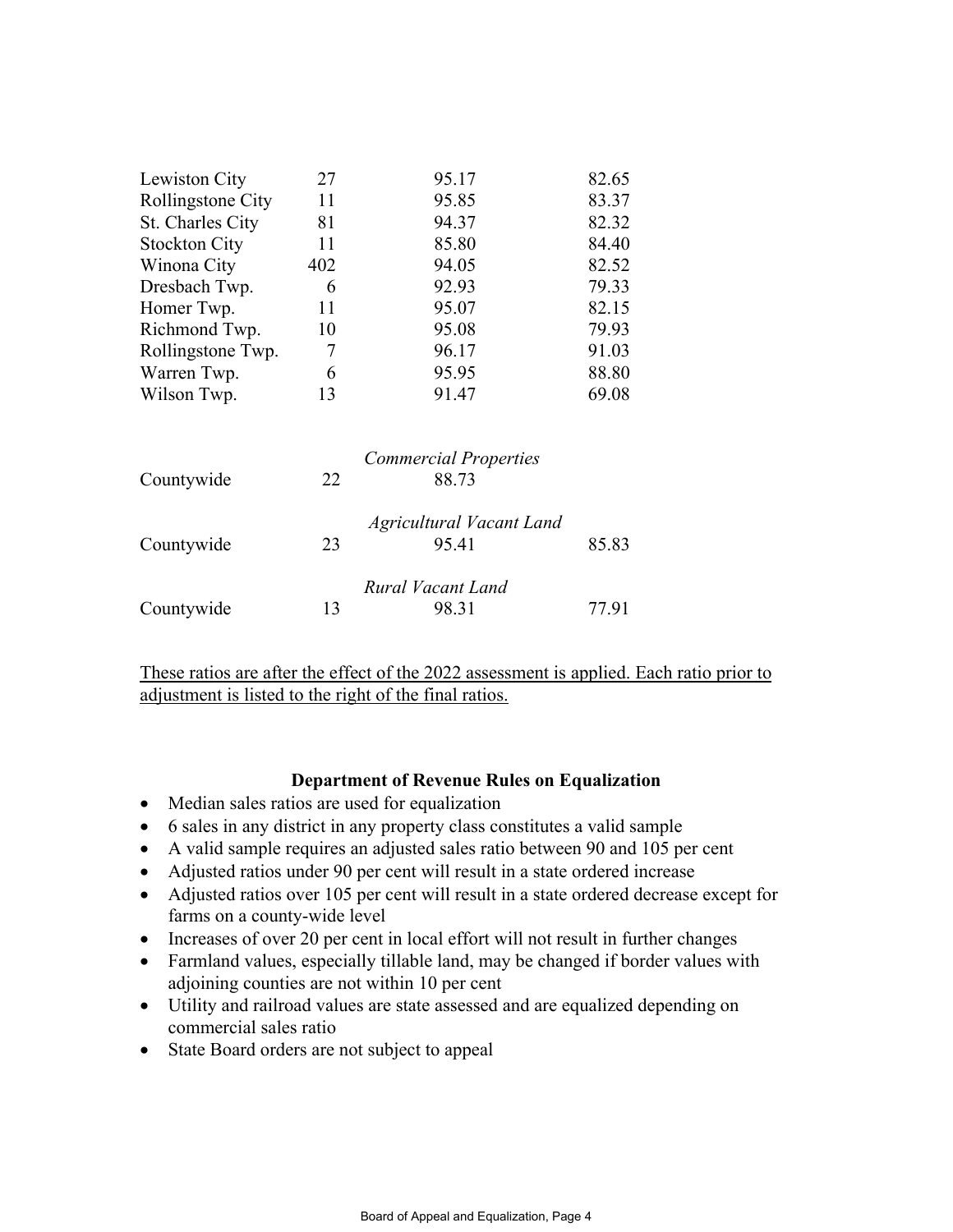| | | | |
|---|---|---|---|
| Lewiston City | 27 | 95.17 | 82.65 |
| Rollingstone City | 11 | 95.85 | 83.37 |
| St. Charles City | 81 | 94.37 | 82.32 |
| Stockton City | 11 | 85.80 | 84.40 |
| Winona City | 402 | 94.05 | 82.52 |
| Dresbach Twp. | 6 | 92.93 | 79.33 |
| Homer Twp. | 11 | 95.07 | 82.15 |
| Richmond Twp. | 10 | 95.08 | 79.93 |
| Rollingstone Twp. | 7 | 96.17 | 91.03 |
| Warren Twp. | 6 | 95.95 | 88.80 |
| Wilson Twp. | 13 | 91.47 | 69.08 |
| | | *Commercial Properties* | |
| Countywide | 22 | 88.73 | |
| | | *Agricultural Vacant Land* | |
| Countywide | 23 | 95.41 | 85.83 |
| | | *Rural Vacant Land* | |
| Countywide | 13 | 98.31 | 77.91 |

<u>These ratios are after the effect of the 2022 assessment is applied. Each ratio prior to adjustment is listed to the right of the final ratios.</u>

**Department of Revenue Rules on Equalization**

- Median sales ratios are used for equalization
- 6 sales in any district in any property class constitutes a valid sample
- A valid sample requires an adjusted sales ratio between 90 and 105 per cent
- Adjusted ratios under 90 per cent will result in a state ordered increase
- Adjusted ratios over 105 per cent will result in a state ordered decrease except for farms on a county-wide level
- Increases of over 20 per cent in local effort will not result in further changes
- Farmland values, especially tillable land, may be changed if border values with adjoining counties are not within 10 per cent
- Utility and railroad values are state assessed and are equalized depending on commercial sales ratio
- State Board orders are not subject to appeal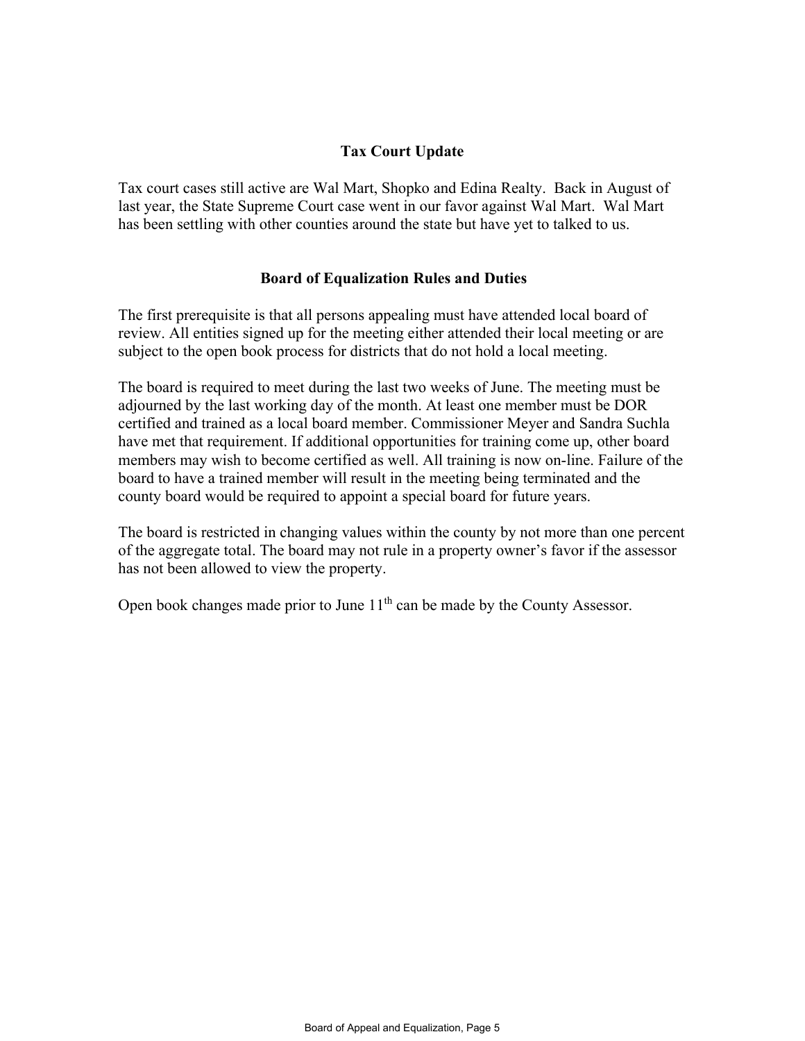## Tax Court Update

Tax court cases still active are Wal Mart, Shopko and Edina Realty. Back in August of last year, the State Supreme Court case went in our favor against Wal Mart. Wal Mart has been settling with other counties around the state but have yet to talked to us.

## Board of Equalization Rules and Duties

The first prerequisite is that all persons appealing must have attended local board of review. All entities signed up for the meeting either attended their local meeting or are subject to the open book process for districts that do not hold a local meeting.

The board is required to meet during the last two weeks of June. The meeting must be adjourned by the last working day of the month. At least one member must be DOR certified and trained as a local board member. Commissioner Meyer and Sandra Suchla have met that requirement. If additional opportunities for training come up, other board members may wish to become certified as well. All training is now on-line. Failure of the board to have a trained member will result in the meeting being terminated and the county board would be required to appoint a special board for future years.

The board is restricted in changing values within the county by not more than one percent of the aggregate total. The board may not rule in a property owner's favor if the assessor has not been allowed to view the property.

Open book changes made prior to June 11th can be made by the County Assessor.